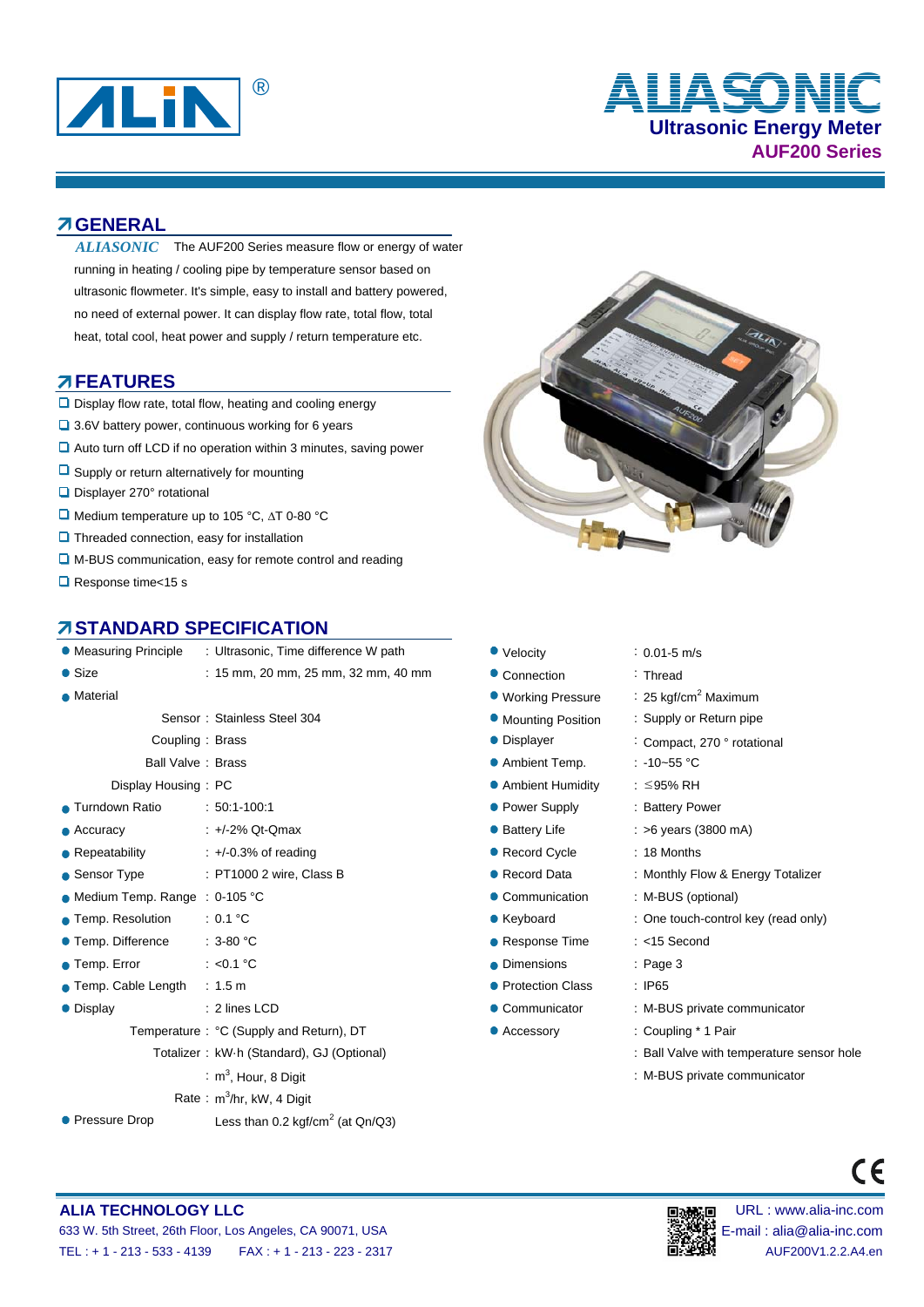# ALIASONIC

## Ultrasonic Energy Meter

## AUF200 Series

## GENERAL

*ALIASONIC* The AUF200 Series measure flow or energy of water running in heating / cooling pipe by temperature sensor based on ultrasonic flowmeter. It's simple, easy to install and battery powered, no need of external power. It can display flow rate, total flow, total heat, total cool, heat power and supply / return temperature etc.

## FEATURES

- Display flow rate, total flow, heating and cooling energy
- 3.6V battery power, continuous working for 6 years
- Auto turn off LCD if no operation within 3 minutes, saving power
- Supply or return alternatively for mounting
- Displayer 270° rotational
- Medium temperature up to 105 °C, ΔT 0-80 °C
- Threaded connection, easy for installation
- M-BUS communication, easy for remote control and reading
- Response time<15 s

## STANDARD SPECIFICATION

- Measuring Principle : Ultrasonic, Time difference W path
- Size : 15 mm, 20 mm, 25 mm, 32 mm, 40 mm
- Material
  - Sensor : Stainless Steel 304
  - Coupling : Brass
  - Ball Valve : Brass
  - Display Housing : PC
- Turndown Ratio : 50:1-100:1
- Accuracy : +/-2% Qt-Qmax
- Repeatability : +/-0.3% of reading
- Sensor Type : PT1000 2 wire, Class B
- Medium Temp. Range : 0-105 °C
- Temp. Resolution : 0.1 °C
- Temp. Difference : 3-80 °C
- Temp. Error : <0.1 °C
- Temp. Cable Length : 1.5 m
- Display : 2 lines LCD
  - Temperature : °C (Supply and Return), DT
  - Totalizer : kW·h (Standard), GJ (Optional)
  - : $m^3$, Hour, 8 Digit
  - Rate : $m^3$/hr, kW, 4 Digit
- Pressure Drop Less than 0.2 kgf/$cm^2$ (at Qn/Q3)
- Velocity : 0.01-5 m/s
- Connection : Thread
- Working Pressure : 25 kgf/$cm^2$ Maximum
- Mounting Position : Supply or Return pipe
- Displayer : Compact, 270 ° rotational
- Ambient Temp. : -10~55 °C
- Ambient Humidity : ≤95% RH
- Power Supply : Battery Power
- Battery Life : >6 years (3800 mA)
- Record Cycle : 18 Months
- Record Data : Monthly Flow & Energy Totalizer
- Communication : M-BUS (optional)
- Keyboard : One touch-control key (read only)
- Response Time : <15 Second
- Dimensions : Page 3
- Protection Class : IP65
- Communicator : M-BUS private communicator
- Accessory : Coupling * 1 Pair
  - : Ball Valve with temperature sensor hole
  - : M-BUS private communicator

**ALIA TECHNOLOGY LLC**
633 W. 5th Street, 26th Floor, Los Angeles, CA 90071, USA
TEL : + 1 - 213 - 533 - 4139 FAX : + 1 - 213 - 223 - 2317
URL : www.alia-inc.com
E-mail : alia@alia-inc.com
AUF200V1.2.2.A4.en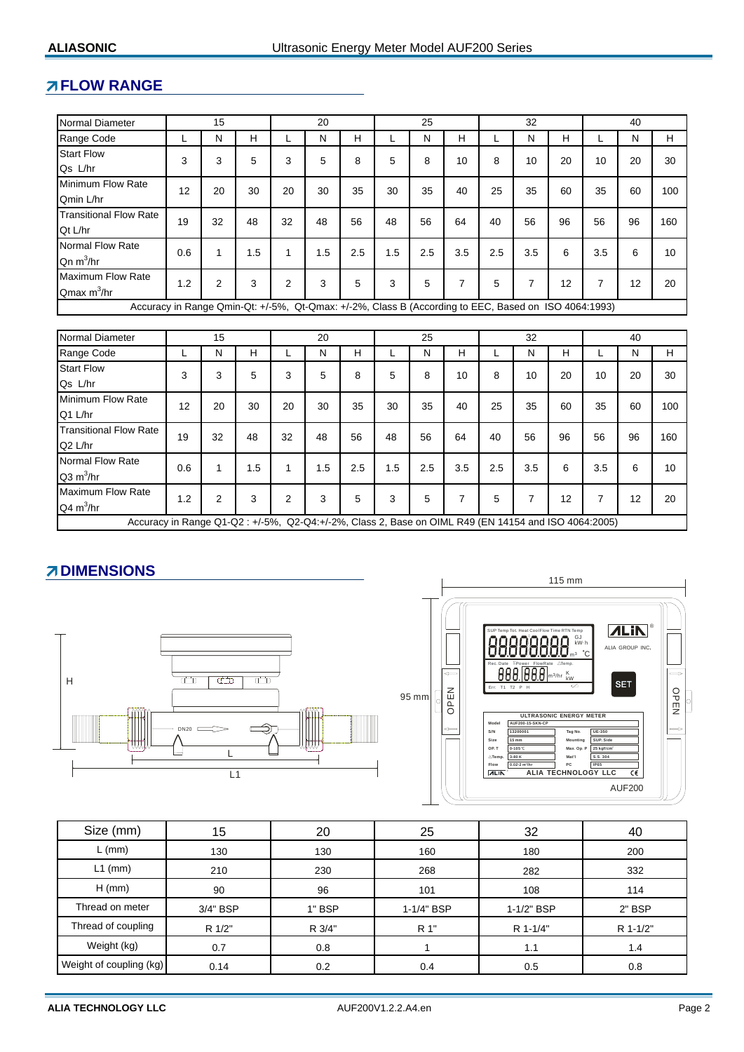## FLOW RANGE

| Normal Diameter | 15 | | | 20 | | | 25 | | | 32 | | | 40 | | |
|---|---|---|---|---|---|---|---|---|---|---|---|---|---|---|---|
| Range Code | L | N | H | L | N | H | L | N | H | L | N | H | L | N | H |
| Start Flow Qs L/hr | 3 | 3 | 5 | 3 | 5 | 8 | 5 | 8 | 10 | 8 | 10 | 20 | 10 | 20 | 30 |
| Minimum Flow Rate Qmin L/hr | 12 | 20 | 30 | 20 | 30 | 35 | 30 | 35 | 40 | 25 | 35 | 60 | 35 | 60 | 100 |
| Transitional Flow Rate Qt L/hr | 19 | 32 | 48 | 32 | 48 | 56 | 48 | 56 | 64 | 40 | 56 | 96 | 56 | 96 | 160 |
| Normal Flow Rate Qn $m^3$/hr | 0.6 | 1 | 1.5 | 1 | 1.5 | 2.5 | 1.5 | 2.5 | 3.5 | 2.5 | 3.5 | 6 | 3.5 | 6 | 10 |
| Maximum Flow Rate Qmax $m^3$/hr | 1.2 | 2 | 3 | 2 | 3 | 5 | 3 | 5 | 7 | 5 | 7 | 12 | 7 | 12 | 20 |

Accuracy in Range Qmin-Qt: +/-5%, Qt-Qmax: +/-2%, Class B (According to EEC, Based on ISO 4064:1993)

| Normal Diameter | 15 | | | 20 | | | 25 | | | 32 | | | 40 | | |
|---|---|---|---|---|---|---|---|---|---|---|---|---|---|---|---|
| Range Code | L | N | H | L | N | H | L | N | H | L | N | H | L | N | H |
| Start Flow Qs L/hr | 3 | 3 | 5 | 3 | 5 | 8 | 5 | 8 | 10 | 8 | 10 | 20 | 10 | 20 | 30 |
| Minimum Flow Rate Q1 L/hr | 12 | 20 | 30 | 20 | 30 | 35 | 30 | 35 | 40 | 25 | 35 | 60 | 35 | 60 | 100 |
| Transitional Flow Rate Q2 L/hr | 19 | 32 | 48 | 32 | 48 | 56 | 48 | 56 | 64 | 40 | 56 | 96 | 56 | 96 | 160 |
| Normal Flow Rate Q3 $m^3$/hr | 0.6 | 1 | 1.5 | 1 | 1.5 | 2.5 | 1.5 | 2.5 | 3.5 | 2.5 | 3.5 | 6 | 3.5 | 6 | 10 |
| Maximum Flow Rate Q4 $m^3$/hr | 1.2 | 2 | 3 | 2 | 3 | 5 | 3 | 5 | 7 | 5 | 7 | 12 | 7 | 12 | 20 |

Accuracy in Range Q1-Q2 : +/-5%, Q2-Q4:+/-2%, Class 2, Base on OIML R49 (EN 14154 and ISO 4064:2005)

## DIMENSIONS

| Size (mm) | 15 | 20 | 25 | 32 | 40 |
|---|---|---|---|---|---|
| L (mm) | 130 | 130 | 160 | 180 | 200 |
| L1 (mm) | 210 | 230 | 268 | 282 | 332 |
| H (mm) | 90 | 96 | 101 | 108 | 114 |
| Thread on meter | 3/4" BSP | 1" BSP | 1-1/4" BSP | 1-1/2" BSP | 2" BSP |
| Thread of coupling | R 1/2" | R 3/4" | R 1" | R 1-1/4" | R 1-1/2" |
| Weight (kg) | 0.7 | 0.8 | 1 | 1.1 | 1.4 |
| Weight of coupling (kg) | 0.14 | 0.2 | 0.4 | 0.5 | 0.8 |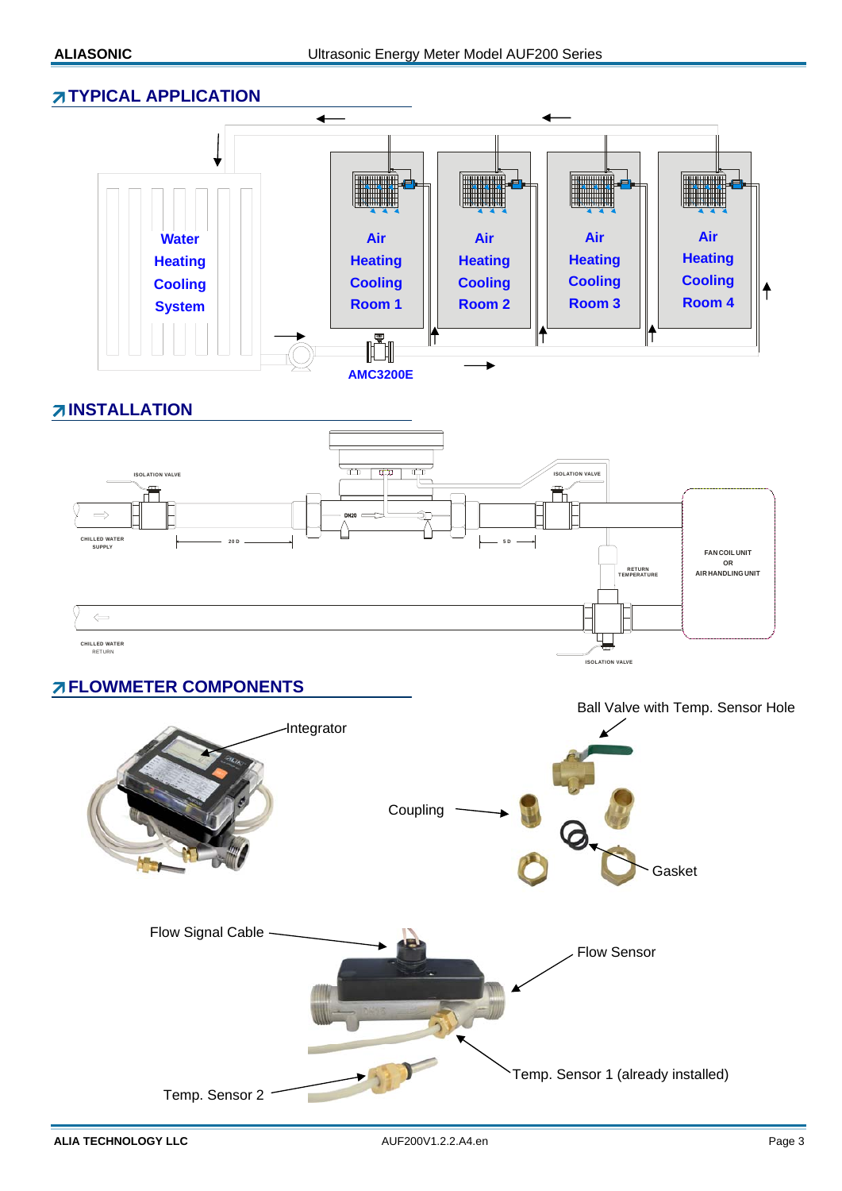## TYPICAL APPLICATION

Water Heating Cooling System

Air Heating Cooling Room 1

Air Heating Cooling Room 2

Air Heating Cooling Room 3

Air Heating Cooling Room 4

AMC3200E

## INSTALLATION

ISOLATION VALVE

ISOLATION VALVE

DN20

CHILLED WATER SUPPLY

20 D

5 D

RETURN TEMPERATURE

FAN COIL UNIT OR AIR HANDLING UNIT

CHILLED WATER RETURN

ISOLATION VALVE

## FLOWMETER COMPONENTS

Integrator

Ball Valve with Temp. Sensor Hole

Coupling

Gasket

Flow Signal Cable

Flow Sensor

Temp. Sensor 1 (already installed)

Temp. Sensor 2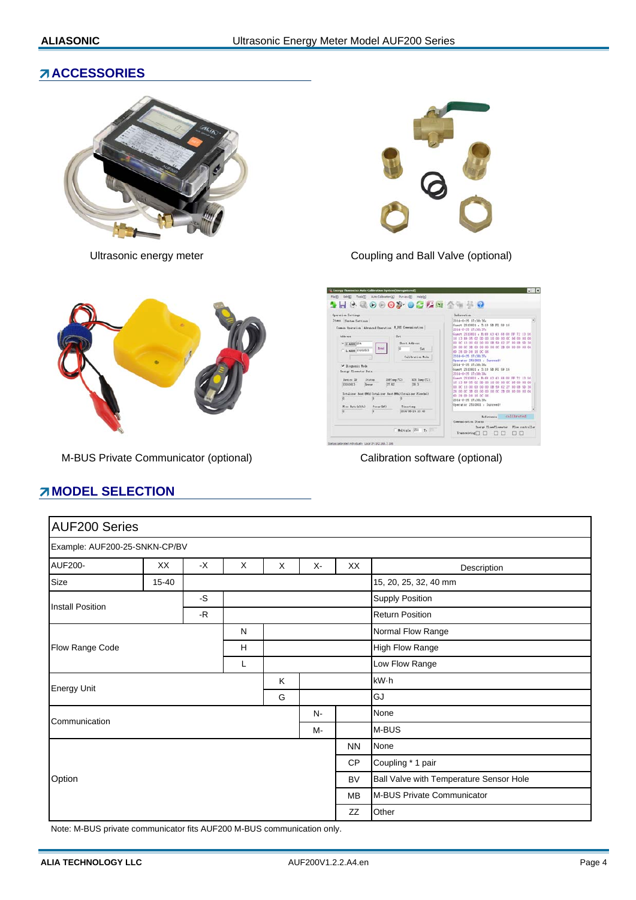## ACCESSORIES

Ultrasonic energy meter

Coupling and Ball Valve (optional)

M-BUS Private Communicator (optional)

Calibration software (optional)

## MODEL SELECTION

| AUF200 Series | | | | | | | |
|---|---|---|---|---|---|---|---|
| Example: AUF200-25-SNKN-CP/BV | | | | | | | |
| AUF200- | XX | -X | X | X | X- | XX | Description |
| Size | 15-40 | | | | | | 15, 20, 25, 32, 40 mm |
| Install Position | | -S | | | | | Supply Position |
| | | -R | | | | | Return Position |
| Flow Range Code | | | N | | | | Normal Flow Range |
| | | | H | | | | High Flow Range |
| | | | L | | | | Low Flow Range |
| Energy Unit | | | | K | | | kW·h |
| | | | | G | | | GJ |
| Communication | | | | | N- | | None |
| | | | | | M- | | M-BUS |
| Option | | | | | | NN | None |
| | | | | | | CP | Coupling * 1 pair |
| | | | | | | BV | Ball Valve with Temperature Sensor Hole |
| | | | | | | MB | M-BUS Private Communicator |
| | | | | | | ZZ | Other |

Note: M-BUS private communicator fits AUF200 M-BUS communication only.